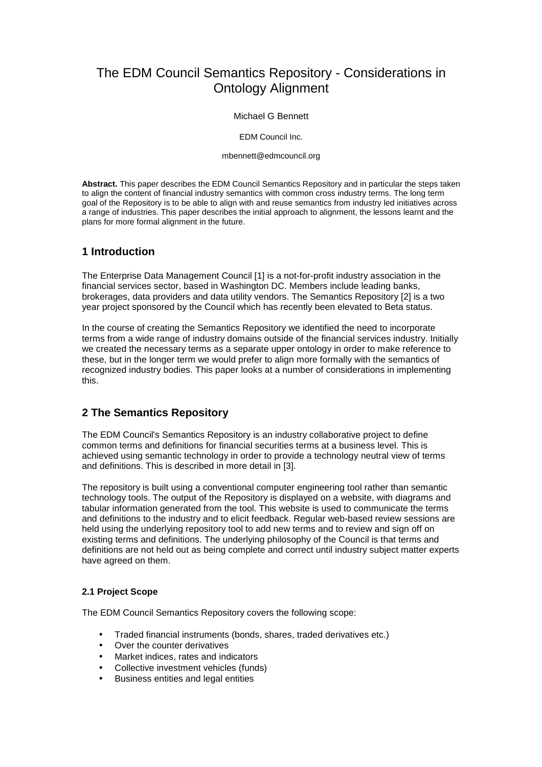# The EDM Council Semantics Repository - Considerations in Ontology Alignment

Michael G Bennett

EDM Council Inc.

mbennett@edmcouncil.org

**Abstract.** This paper describes the EDM Council Semantics Repository and in particular the steps taken to align the content of financial industry semantics with common cross industry terms. The long term goal of the Repository is to be able to align with and reuse semantics from industry led initiatives across a range of industries. This paper describes the initial approach to alignment, the lessons learnt and the plans for more formal alignment in the future.

## 1 Introduction

The Enterprise Data Management Council [1] is a not-for-profit industry association in the financial services sector, based in Washington DC. Members include leading banks, brokerages, data providers and data utility vendors. The Semantics Repository [2] is a two year project sponsored by the Council which has recently been elevated to Beta status.

In the course of creating the Semantics Repository we identified the need to incorporate terms from a wide range of industry domains outside of the financial services industry. Initially we created the necessary terms as a separate upper ontology in order to make reference to these, but in the longer term we would prefer to align more formally with the semantics of recognized industry bodies. This paper looks at a number of considerations in implementing this.

## 2 The Semantics Repository

The EDM Council's Semantics Repository is an industry collaborative project to define common terms and definitions for financial securities terms at a business level. This is achieved using semantic technology in order to provide a technology neutral view of terms and definitions. This is described in more detail in [3].

The repository is built using a conventional computer engineering tool rather than semantic technology tools. The output of the Repository is displayed on a website, with diagrams and tabular information generated from the tool. This website is used to communicate the terms and definitions to the industry and to elicit feedback. Regular web-based review sessions are held using the underlying repository tool to add new terms and to review and sign off on existing terms and definitions. The underlying philosophy of the Council is that terms and definitions are not held out as being complete and correct until industry subject matter experts have agreed on them.

### 2.1 Project Scope

The EDM Council Semantics Repository covers the following scope:

- Traded financial instruments (bonds, shares, traded derivatives etc.)
- Over the counter derivatives
- Market indices, rates and indicators
- Collective investment vehicles (funds)
- Business entities and legal entities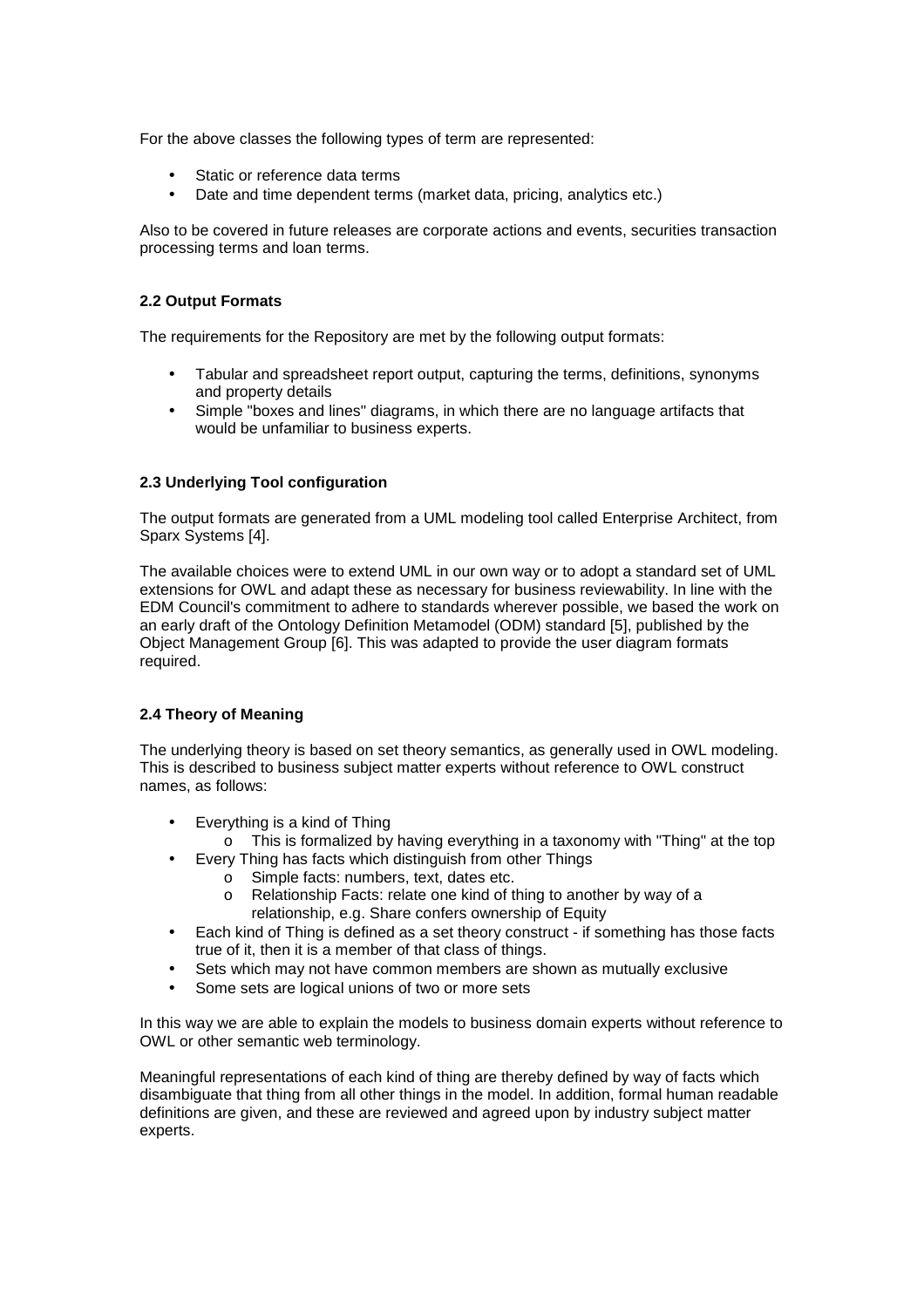For the above classes the following types of term are represented:

- Static or reference data terms
- Date and time dependent terms (market data, pricing, analytics etc.)

Also to be covered in future releases are corporate actions and events, securities transaction processing terms and loan terms.

### 2.2 Output Formats

The requirements for the Repository are met by the following output formats:

- Tabular and spreadsheet report output, capturing the terms, definitions, synonyms and property details
- Simple "boxes and lines" diagrams, in which there are no language artifacts that would be unfamiliar to business experts.

### 2.3 Underlying Tool configuration

The output formats are generated from a UML modeling tool called Enterprise Architect, from Sparx Systems [4].

The available choices were to extend UML in our own way or to adopt a standard set of UML extensions for OWL and adapt these as necessary for business reviewability. In line with the EDM Council's commitment to adhere to standards wherever possible, we based the work on an early draft of the Ontology Definition Metamodel (ODM) standard [5], published by the Object Management Group [6]. This was adapted to provide the user diagram formats required.

### 2.4 Theory of Meaning

The underlying theory is based on set theory semantics, as generally used in OWL modeling. This is described to business subject matter experts without reference to OWL construct names, as follows:

- Everything is a kind of Thing
  - This is formalized by having everything in a taxonomy with "Thing" at the top
- Every Thing has facts which distinguish from other Things
  - Simple facts: numbers, text, dates etc.
  - Relationship Facts: relate one kind of thing to another by way of a relationship, e.g. Share confers ownership of Equity
- Each kind of Thing is defined as a set theory construct - if something has those facts true of it, then it is a member of that class of things.
- Sets which may not have common members are shown as mutually exclusive
- Some sets are logical unions of two or more sets

In this way we are able to explain the models to business domain experts without reference to OWL or other semantic web terminology.

Meaningful representations of each kind of thing are thereby defined by way of facts which disambiguate that thing from all other things in the model. In addition, formal human readable definitions are given, and these are reviewed and agreed upon by industry subject matter experts.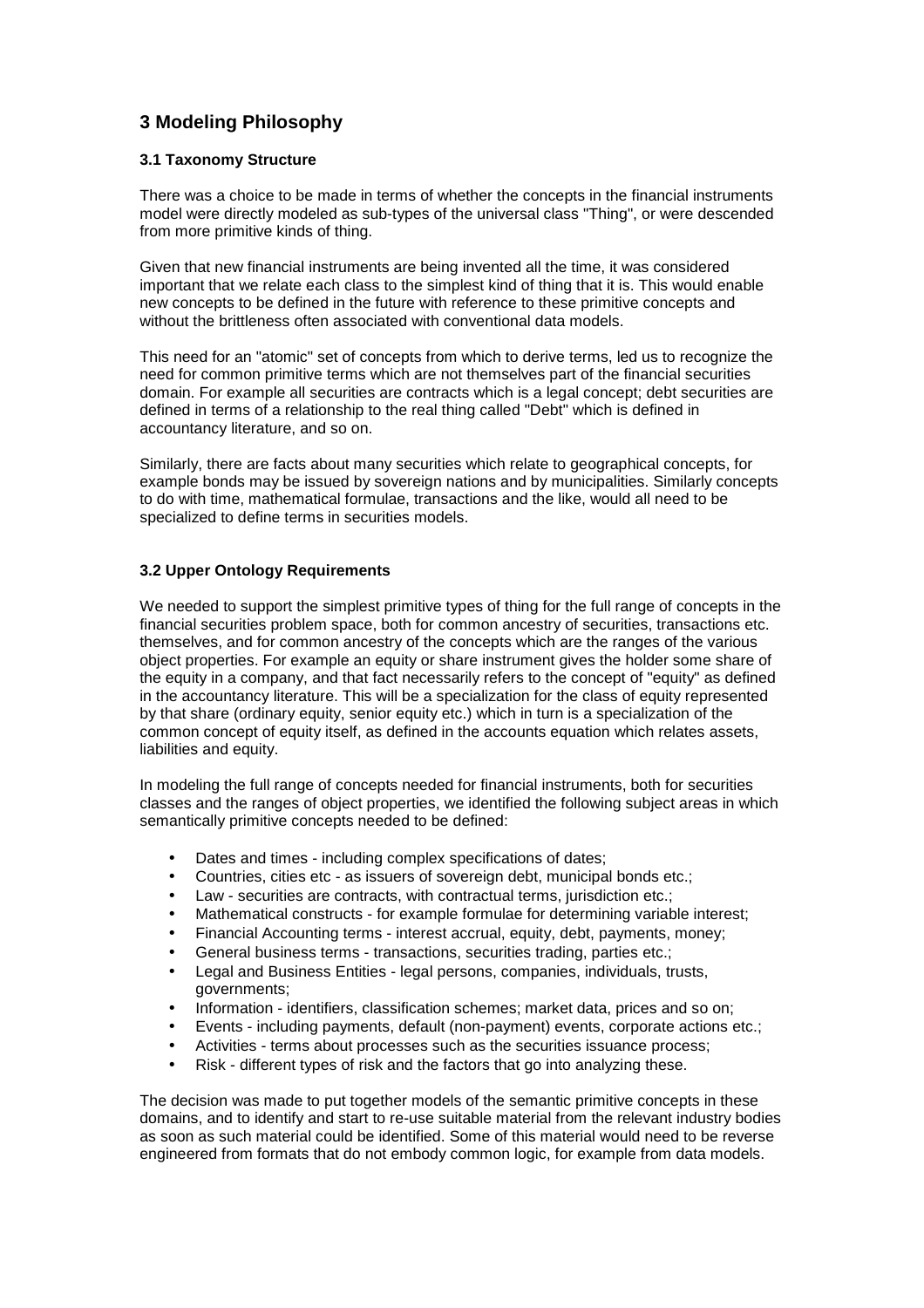## 3 Modeling Philosophy

### 3.1 Taxonomy Structure

There was a choice to be made in terms of whether the concepts in the financial instruments model were directly modeled as sub-types of the universal class "Thing", or were descended from more primitive kinds of thing.

Given that new financial instruments are being invented all the time, it was considered important that we relate each class to the simplest kind of thing that it is. This would enable new concepts to be defined in the future with reference to these primitive concepts and without the brittleness often associated with conventional data models.

This need for an "atomic" set of concepts from which to derive terms, led us to recognize the need for common primitive terms which are not themselves part of the financial securities domain. For example all securities are contracts which is a legal concept; debt securities are defined in terms of a relationship to the real thing called "Debt" which is defined in accountancy literature, and so on.

Similarly, there are facts about many securities which relate to geographical concepts, for example bonds may be issued by sovereign nations and by municipalities. Similarly concepts to do with time, mathematical formulae, transactions and the like, would all need to be specialized to define terms in securities models.

### 3.2 Upper Ontology Requirements

We needed to support the simplest primitive types of thing for the full range of concepts in the financial securities problem space, both for common ancestry of securities, transactions etc. themselves, and for common ancestry of the concepts which are the ranges of the various object properties. For example an equity or share instrument gives the holder some share of the equity in a company, and that fact necessarily refers to the concept of "equity" as defined in the accountancy literature. This will be a specialization for the class of equity represented by that share (ordinary equity, senior equity etc.) which in turn is a specialization of the common concept of equity itself, as defined in the accounts equation which relates assets, liabilities and equity.

In modeling the full range of concepts needed for financial instruments, both for securities classes and the ranges of object properties, we identified the following subject areas in which semantically primitive concepts needed to be defined:

- Dates and times - including complex specifications of dates;
- Countries, cities etc - as issuers of sovereign debt, municipal bonds etc.;
- Law - securities are contracts, with contractual terms, jurisdiction etc.;
- Mathematical constructs - for example formulae for determining variable interest;
- Financial Accounting terms - interest accrual, equity, debt, payments, money;
- General business terms - transactions, securities trading, parties etc.;
- Legal and Business Entities - legal persons, companies, individuals, trusts, governments;
- Information - identifiers, classification schemes; market data, prices and so on;
- Events - including payments, default (non-payment) events, corporate actions etc.;
- Activities - terms about processes such as the securities issuance process;
- Risk - different types of risk and the factors that go into analyzing these.

The decision was made to put together models of the semantic primitive concepts in these domains, and to identify and start to re-use suitable material from the relevant industry bodies as soon as such material could be identified. Some of this material would need to be reverse engineered from formats that do not embody common logic, for example from data models.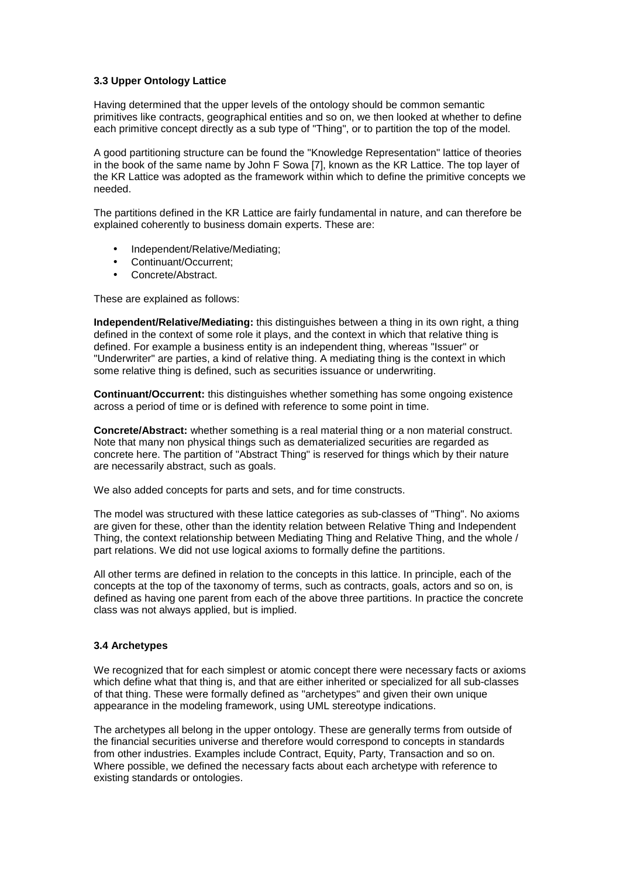### 3.3 Upper Ontology Lattice

Having determined that the upper levels of the ontology should be common semantic primitives like contracts, geographical entities and so on, we then looked at whether to define each primitive concept directly as a sub type of "Thing", or to partition the top of the model.

A good partitioning structure can be found the "Knowledge Representation" lattice of theories in the book of the same name by John F Sowa [7], known as the KR Lattice. The top layer of the KR Lattice was adopted as the framework within which to define the primitive concepts we needed.

The partitions defined in the KR Lattice are fairly fundamental in nature, and can therefore be explained coherently to business domain experts. These are:

- Independent/Relative/Mediating;
- Continuant/Occurrent;
- Concrete/Abstract.

These are explained as follows:

**Independent/Relative/Mediating:** this distinguishes between a thing in its own right, a thing defined in the context of some role it plays, and the context in which that relative thing is defined. For example a business entity is an independent thing, whereas "Issuer" or "Underwriter" are parties, a kind of relative thing. A mediating thing is the context in which some relative thing is defined, such as securities issuance or underwriting.

**Continuant/Occurrent:** this distinguishes whether something has some ongoing existence across a period of time or is defined with reference to some point in time.

**Concrete/Abstract:** whether something is a real material thing or a non material construct. Note that many non physical things such as dematerialized securities are regarded as concrete here. The partition of "Abstract Thing" is reserved for things which by their nature are necessarily abstract, such as goals.

We also added concepts for parts and sets, and for time constructs.

The model was structured with these lattice categories as sub-classes of "Thing". No axioms are given for these, other than the identity relation between Relative Thing and Independent Thing, the context relationship between Mediating Thing and Relative Thing, and the whole / part relations. We did not use logical axioms to formally define the partitions.

All other terms are defined in relation to the concepts in this lattice. In principle, each of the concepts at the top of the taxonomy of terms, such as contracts, goals, actors and so on, is defined as having one parent from each of the above three partitions. In practice the concrete class was not always applied, but is implied.

### 3.4 Archetypes

We recognized that for each simplest or atomic concept there were necessary facts or axioms which define what that thing is, and that are either inherited or specialized for all sub-classes of that thing. These were formally defined as "archetypes" and given their own unique appearance in the modeling framework, using UML stereotype indications.

The archetypes all belong in the upper ontology. These are generally terms from outside of the financial securities universe and therefore would correspond to concepts in standards from other industries. Examples include Contract, Equity, Party, Transaction and so on. Where possible, we defined the necessary facts about each archetype with reference to existing standards or ontologies.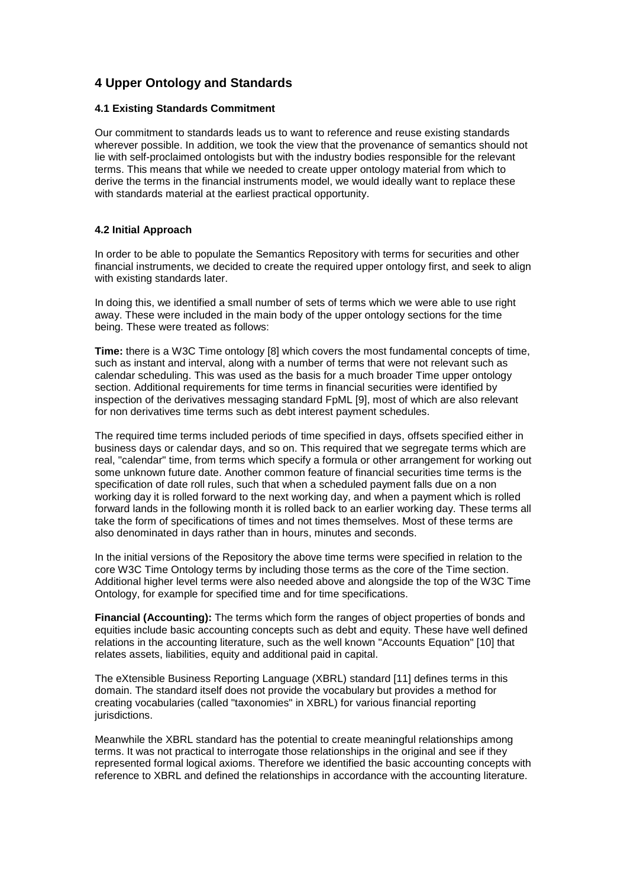## 4 Upper Ontology and Standards

### 4.1 Existing Standards Commitment

Our commitment to standards leads us to want to reference and reuse existing standards wherever possible. In addition, we took the view that the provenance of semantics should not lie with self-proclaimed ontologists but with the industry bodies responsible for the relevant terms. This means that while we needed to create upper ontology material from which to derive the terms in the financial instruments model, we would ideally want to replace these with standards material at the earliest practical opportunity.

### 4.2 Initial Approach

In order to be able to populate the Semantics Repository with terms for securities and other financial instruments, we decided to create the required upper ontology first, and seek to align with existing standards later.

In doing this, we identified a small number of sets of terms which we were able to use right away. These were included in the main body of the upper ontology sections for the time being. These were treated as follows:

**Time:** there is a W3C Time ontology [8] which covers the most fundamental concepts of time, such as instant and interval, along with a number of terms that were not relevant such as calendar scheduling. This was used as the basis for a much broader Time upper ontology section. Additional requirements for time terms in financial securities were identified by inspection of the derivatives messaging standard FpML [9], most of which are also relevant for non derivatives time terms such as debt interest payment schedules.

The required time terms included periods of time specified in days, offsets specified either in business days or calendar days, and so on. This required that we segregate terms which are real, "calendar" time, from terms which specify a formula or other arrangement for working out some unknown future date. Another common feature of financial securities time terms is the specification of date roll rules, such that when a scheduled payment falls due on a non working day it is rolled forward to the next working day, and when a payment which is rolled forward lands in the following month it is rolled back to an earlier working day. These terms all take the form of specifications of times and not times themselves. Most of these terms are also denominated in days rather than in hours, minutes and seconds.

In the initial versions of the Repository the above time terms were specified in relation to the core W3C Time Ontology terms by including those terms as the core of the Time section. Additional higher level terms were also needed above and alongside the top of the W3C Time Ontology, for example for specified time and for time specifications.

**Financial (Accounting):** The terms which form the ranges of object properties of bonds and equities include basic accounting concepts such as debt and equity. These have well defined relations in the accounting literature, such as the well known "Accounts Equation" [10] that relates assets, liabilities, equity and additional paid in capital.

The eXtensible Business Reporting Language (XBRL) standard [11] defines terms in this domain. The standard itself does not provide the vocabulary but provides a method for creating vocabularies (called "taxonomies" in XBRL) for various financial reporting jurisdictions.

Meanwhile the XBRL standard has the potential to create meaningful relationships among terms. It was not practical to interrogate those relationships in the original and see if they represented formal logical axioms. Therefore we identified the basic accounting concepts with reference to XBRL and defined the relationships in accordance with the accounting literature.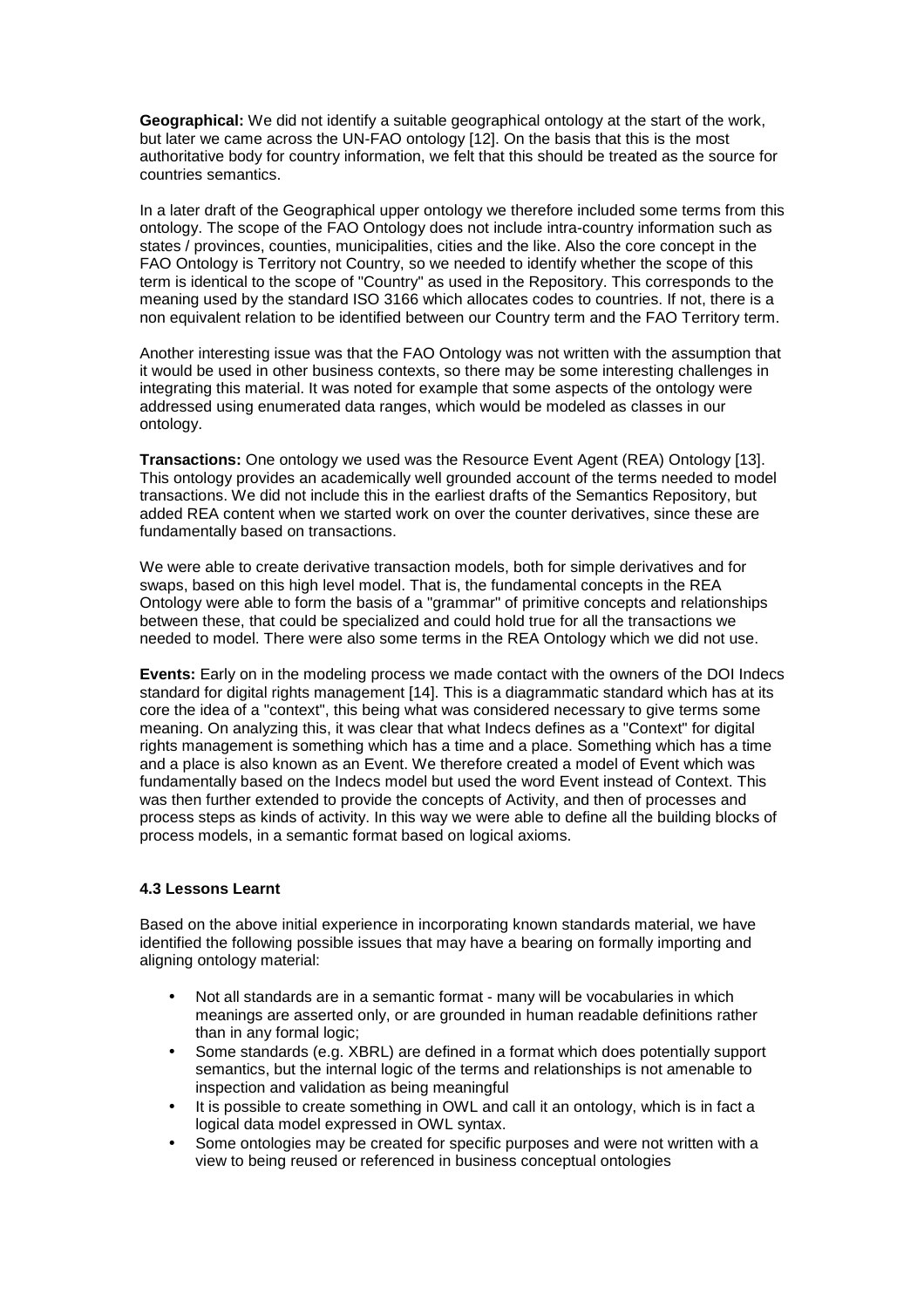**Geographical:** We did not identify a suitable geographical ontology at the start of the work, but later we came across the UN-FAO ontology [12]. On the basis that this is the most authoritative body for country information, we felt that this should be treated as the source for countries semantics.

In a later draft of the Geographical upper ontology we therefore included some terms from this ontology. The scope of the FAO Ontology does not include intra-country information such as states / provinces, counties, municipalities, cities and the like. Also the core concept in the FAO Ontology is Territory not Country, so we needed to identify whether the scope of this term is identical to the scope of "Country" as used in the Repository. This corresponds to the meaning used by the standard ISO 3166 which allocates codes to countries. If not, there is a non equivalent relation to be identified between our Country term and the FAO Territory term.

Another interesting issue was that the FAO Ontology was not written with the assumption that it would be used in other business contexts, so there may be some interesting challenges in integrating this material. It was noted for example that some aspects of the ontology were addressed using enumerated data ranges, which would be modeled as classes in our ontology.

**Transactions:** One ontology we used was the Resource Event Agent (REA) Ontology [13]. This ontology provides an academically well grounded account of the terms needed to model transactions. We did not include this in the earliest drafts of the Semantics Repository, but added REA content when we started work on over the counter derivatives, since these are fundamentally based on transactions.

We were able to create derivative transaction models, both for simple derivatives and for swaps, based on this high level model. That is, the fundamental concepts in the REA Ontology were able to form the basis of a "grammar" of primitive concepts and relationships between these, that could be specialized and could hold true for all the transactions we needed to model. There were also some terms in the REA Ontology which we did not use.

**Events:** Early on in the modeling process we made contact with the owners of the DOI Indecs standard for digital rights management [14]. This is a diagrammatic standard which has at its core the idea of a "context", this being what was considered necessary to give terms some meaning. On analyzing this, it was clear that what Indecs defines as a "Context" for digital rights management is something which has a time and a place. Something which has a time and a place is also known as an Event. We therefore created a model of Event which was fundamentally based on the Indecs model but used the word Event instead of Context. This was then further extended to provide the concepts of Activity, and then of processes and process steps as kinds of activity. In this way we were able to define all the building blocks of process models, in a semantic format based on logical axioms.

### 4.3 Lessons Learnt

Based on the above initial experience in incorporating known standards material, we have identified the following possible issues that may have a bearing on formally importing and aligning ontology material:

- Not all standards are in a semantic format - many will be vocabularies in which meanings are asserted only, or are grounded in human readable definitions rather than in any formal logic;
- Some standards (e.g. XBRL) are defined in a format which does potentially support semantics, but the internal logic of the terms and relationships is not amenable to inspection and validation as being meaningful
- It is possible to create something in OWL and call it an ontology, which is in fact a logical data model expressed in OWL syntax.
- Some ontologies may be created for specific purposes and were not written with a view to being reused or referenced in business conceptual ontologies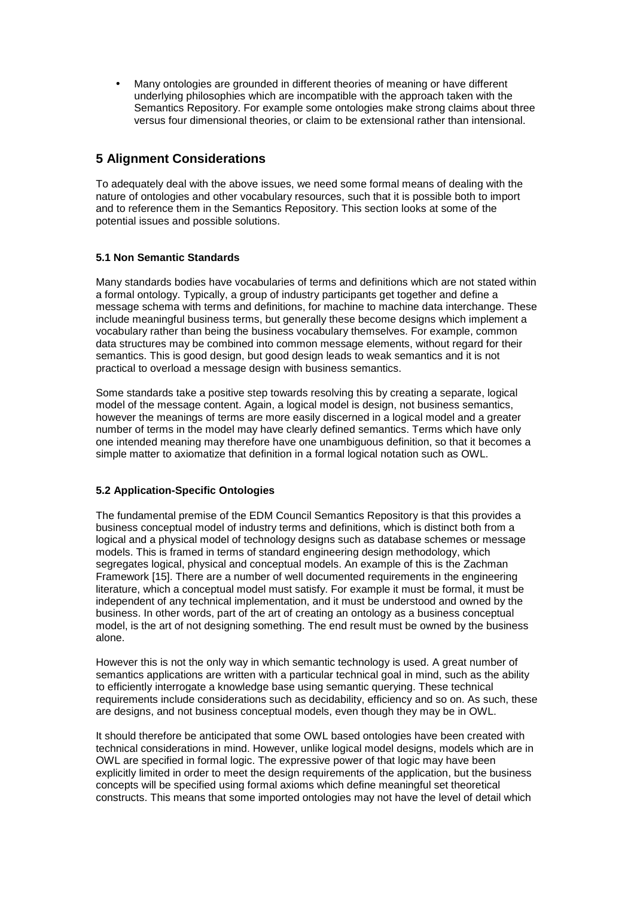- Many ontologies are grounded in different theories of meaning or have different underlying philosophies which are incompatible with the approach taken with the Semantics Repository. For example some ontologies make strong claims about three versus four dimensional theories, or claim to be extensional rather than intensional.

## 5 Alignment Considerations

To adequately deal with the above issues, we need some formal means of dealing with the nature of ontologies and other vocabulary resources, such that it is possible both to import and to reference them in the Semantics Repository. This section looks at some of the potential issues and possible solutions.

### 5.1 Non Semantic Standards

Many standards bodies have vocabularies of terms and definitions which are not stated within a formal ontology. Typically, a group of industry participants get together and define a message schema with terms and definitions, for machine to machine data interchange. These include meaningful business terms, but generally these become designs which implement a vocabulary rather than being the business vocabulary themselves. For example, common data structures may be combined into common message elements, without regard for their semantics. This is good design, but good design leads to weak semantics and it is not practical to overload a message design with business semantics.

Some standards take a positive step towards resolving this by creating a separate, logical model of the message content. Again, a logical model is design, not business semantics, however the meanings of terms are more easily discerned in a logical model and a greater number of terms in the model may have clearly defined semantics. Terms which have only one intended meaning may therefore have one unambiguous definition, so that it becomes a simple matter to axiomatize that definition in a formal logical notation such as OWL.

### 5.2 Application-Specific Ontologies

The fundamental premise of the EDM Council Semantics Repository is that this provides a business conceptual model of industry terms and definitions, which is distinct both from a logical and a physical model of technology designs such as database schemes or message models. This is framed in terms of standard engineering design methodology, which segregates logical, physical and conceptual models. An example of this is the Zachman Framework [15]. There are a number of well documented requirements in the engineering literature, which a conceptual model must satisfy. For example it must be formal, it must be independent of any technical implementation, and it must be understood and owned by the business. In other words, part of the art of creating an ontology as a business conceptual model, is the art of not designing something. The end result must be owned by the business alone.

However this is not the only way in which semantic technology is used. A great number of semantics applications are written with a particular technical goal in mind, such as the ability to efficiently interrogate a knowledge base using semantic querying. These technical requirements include considerations such as decidability, efficiency and so on. As such, these are designs, and not business conceptual models, even though they may be in OWL.

It should therefore be anticipated that some OWL based ontologies have been created with technical considerations in mind. However, unlike logical model designs, models which are in OWL are specified in formal logic. The expressive power of that logic may have been explicitly limited in order to meet the design requirements of the application, but the business concepts will be specified using formal axioms which define meaningful set theoretical constructs. This means that some imported ontologies may not have the level of detail which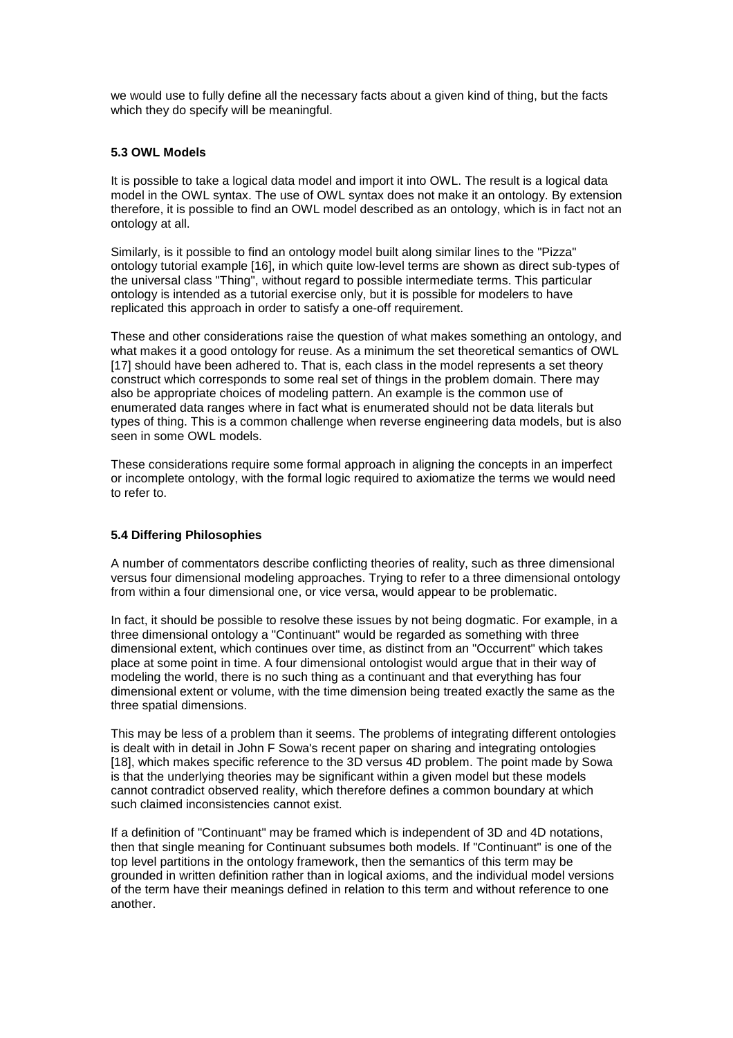we would use to fully define all the necessary facts about a given kind of thing, but the facts which they do specify will be meaningful.

### 5.3 OWL Models

It is possible to take a logical data model and import it into OWL. The result is a logical data model in the OWL syntax. The use of OWL syntax does not make it an ontology. By extension therefore, it is possible to find an OWL model described as an ontology, which is in fact not an ontology at all.

Similarly, is it possible to find an ontology model built along similar lines to the "Pizza" ontology tutorial example [16], in which quite low-level terms are shown as direct sub-types of the universal class "Thing", without regard to possible intermediate terms. This particular ontology is intended as a tutorial exercise only, but it is possible for modelers to have replicated this approach in order to satisfy a one-off requirement.

These and other considerations raise the question of what makes something an ontology, and what makes it a good ontology for reuse. As a minimum the set theoretical semantics of OWL [17] should have been adhered to. That is, each class in the model represents a set theory construct which corresponds to some real set of things in the problem domain. There may also be appropriate choices of modeling pattern. An example is the common use of enumerated data ranges where in fact what is enumerated should not be data literals but types of thing. This is a common challenge when reverse engineering data models, but is also seen in some OWL models.

These considerations require some formal approach in aligning the concepts in an imperfect or incomplete ontology, with the formal logic required to axiomatize the terms we would need to refer to.

### 5.4 Differing Philosophies

A number of commentators describe conflicting theories of reality, such as three dimensional versus four dimensional modeling approaches. Trying to refer to a three dimensional ontology from within a four dimensional one, or vice versa, would appear to be problematic.

In fact, it should be possible to resolve these issues by not being dogmatic. For example, in a three dimensional ontology a "Continuant" would be regarded as something with three dimensional extent, which continues over time, as distinct from an "Occurrent" which takes place at some point in time. A four dimensional ontologist would argue that in their way of modeling the world, there is no such thing as a continuant and that everything has four dimensional extent or volume, with the time dimension being treated exactly the same as the three spatial dimensions.

This may be less of a problem than it seems. The problems of integrating different ontologies is dealt with in detail in John F Sowa's recent paper on sharing and integrating ontologies [18], which makes specific reference to the 3D versus 4D problem. The point made by Sowa is that the underlying theories may be significant within a given model but these models cannot contradict observed reality, which therefore defines a common boundary at which such claimed inconsistencies cannot exist.

If a definition of "Continuant" may be framed which is independent of 3D and 4D notations, then that single meaning for Continuant subsumes both models. If "Continuant" is one of the top level partitions in the ontology framework, then the semantics of this term may be grounded in written definition rather than in logical axioms, and the individual model versions of the term have their meanings defined in relation to this term and without reference to one another.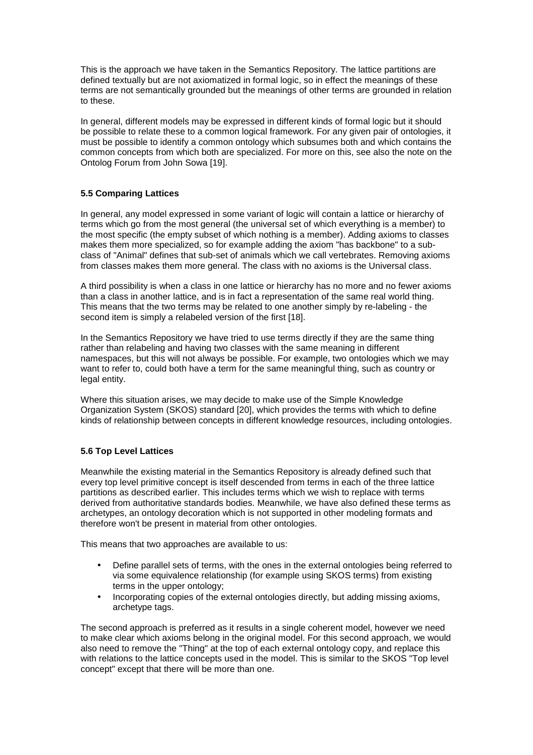This is the approach we have taken in the Semantics Repository. The lattice partitions are defined textually but are not axiomatized in formal logic, so in effect the meanings of these terms are not semantically grounded but the meanings of other terms are grounded in relation to these.

In general, different models may be expressed in different kinds of formal logic but it should be possible to relate these to a common logical framework. For any given pair of ontologies, it must be possible to identify a common ontology which subsumes both and which contains the common concepts from which both are specialized. For more on this, see also the note on the Ontolog Forum from John Sowa [19].

### 5.5 Comparing Lattices

In general, any model expressed in some variant of logic will contain a lattice or hierarchy of terms which go from the most general (the universal set of which everything is a member) to the most specific (the empty subset of which nothing is a member). Adding axioms to classes makes them more specialized, so for example adding the axiom "has backbone" to a sub-class of "Animal" defines that sub-set of animals which we call vertebrates. Removing axioms from classes makes them more general. The class with no axioms is the Universal class.

A third possibility is when a class in one lattice or hierarchy has no more and no fewer axioms than a class in another lattice, and is in fact a representation of the same real world thing. This means that the two terms may be related to one another simply by re-labeling - the second item is simply a relabeled version of the first [18].

In the Semantics Repository we have tried to use terms directly if they are the same thing rather than relabeling and having two classes with the same meaning in different namespaces, but this will not always be possible. For example, two ontologies which we may want to refer to, could both have a term for the same meaningful thing, such as country or legal entity.

Where this situation arises, we may decide to make use of the Simple Knowledge Organization System (SKOS) standard [20], which provides the terms with which to define kinds of relationship between concepts in different knowledge resources, including ontologies.

### 5.6 Top Level Lattices

Meanwhile the existing material in the Semantics Repository is already defined such that every top level primitive concept is itself descended from terms in each of the three lattice partitions as described earlier. This includes terms which we wish to replace with terms derived from authoritative standards bodies. Meanwhile, we have also defined these terms as archetypes, an ontology decoration which is not supported in other modeling formats and therefore won't be present in material from other ontologies.

This means that two approaches are available to us:

- Define parallel sets of terms, with the ones in the external ontologies being referred to via some equivalence relationship (for example using SKOS terms) from existing terms in the upper ontology;
- Incorporating copies of the external ontologies directly, but adding missing axioms, archetype tags.

The second approach is preferred as it results in a single coherent model, however we need to make clear which axioms belong in the original model. For this second approach, we would also need to remove the "Thing" at the top of each external ontology copy, and replace this with relations to the lattice concepts used in the model. This is similar to the SKOS "Top level concept" except that there will be more than one.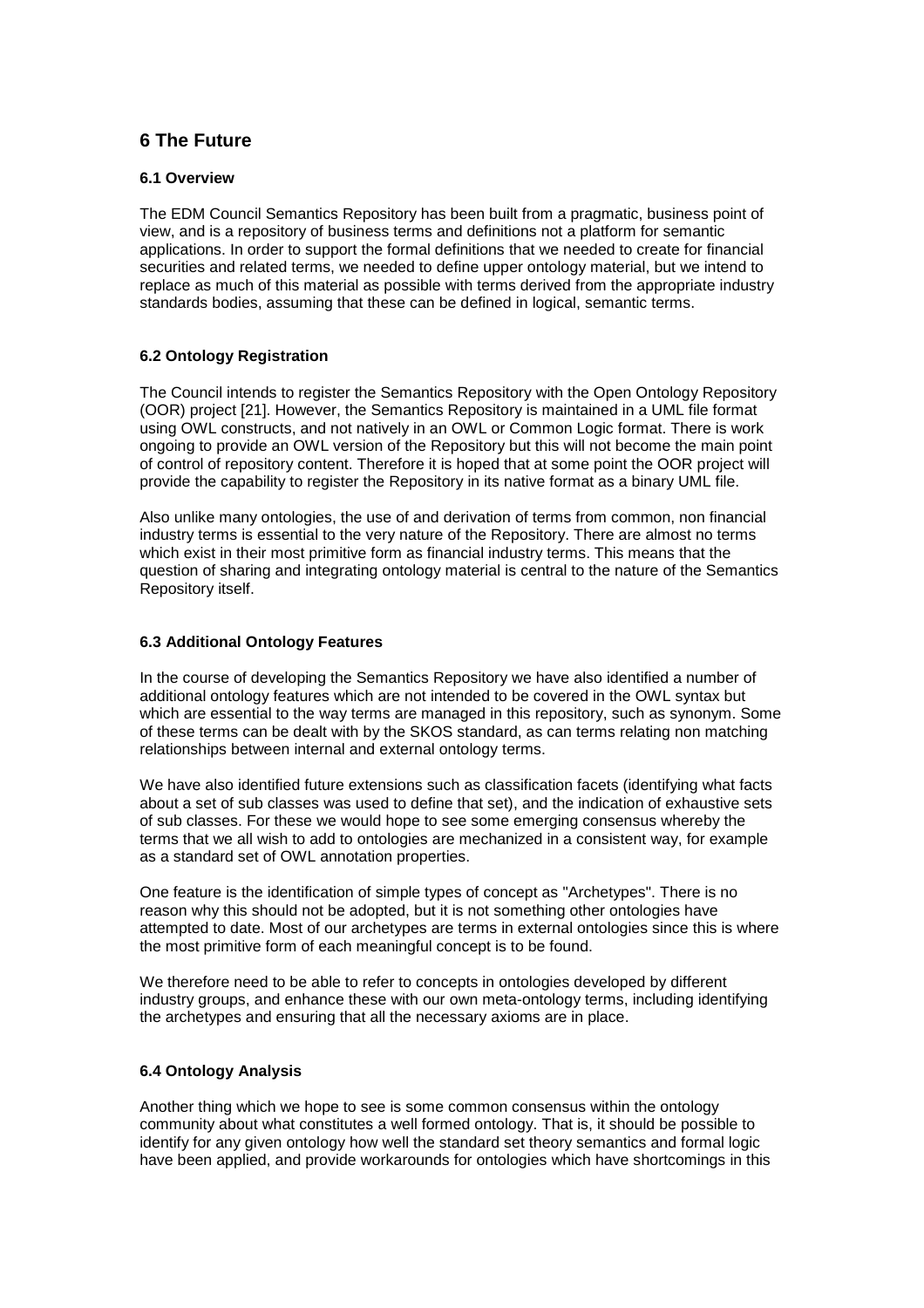# 6 The Future

### 6.1 Overview

The EDM Council Semantics Repository has been built from a pragmatic, business point of view, and is a repository of business terms and definitions not a platform for semantic applications. In order to support the formal definitions that we needed to create for financial securities and related terms, we needed to define upper ontology material, but we intend to replace as much of this material as possible with terms derived from the appropriate industry standards bodies, assuming that these can be defined in logical, semantic terms.

### 6.2 Ontology Registration

The Council intends to register the Semantics Repository with the Open Ontology Repository (OOR) project [21]. However, the Semantics Repository is maintained in a UML file format using OWL constructs, and not natively in an OWL or Common Logic format. There is work ongoing to provide an OWL version of the Repository but this will not become the main point of control of repository content. Therefore it is hoped that at some point the OOR project will provide the capability to register the Repository in its native format as a binary UML file.

Also unlike many ontologies, the use of and derivation of terms from common, non financial industry terms is essential to the very nature of the Repository. There are almost no terms which exist in their most primitive form as financial industry terms. This means that the question of sharing and integrating ontology material is central to the nature of the Semantics Repository itself.

### 6.3 Additional Ontology Features

In the course of developing the Semantics Repository we have also identified a number of additional ontology features which are not intended to be covered in the OWL syntax but which are essential to the way terms are managed in this repository, such as synonym. Some of these terms can be dealt with by the SKOS standard, as can terms relating non matching relationships between internal and external ontology terms.

We have also identified future extensions such as classification facets (identifying what facts about a set of sub classes was used to define that set), and the indication of exhaustive sets of sub classes. For these we would hope to see some emerging consensus whereby the terms that we all wish to add to ontologies are mechanized in a consistent way, for example as a standard set of OWL annotation properties.

One feature is the identification of simple types of concept as "Archetypes". There is no reason why this should not be adopted, but it is not something other ontologies have attempted to date. Most of our archetypes are terms in external ontologies since this is where the most primitive form of each meaningful concept is to be found.

We therefore need to be able to refer to concepts in ontologies developed by different industry groups, and enhance these with our own meta-ontology terms, including identifying the archetypes and ensuring that all the necessary axioms are in place.

### 6.4 Ontology Analysis

Another thing which we hope to see is some common consensus within the ontology community about what constitutes a well formed ontology. That is, it should be possible to identify for any given ontology how well the standard set theory semantics and formal logic have been applied, and provide workarounds for ontologies which have shortcomings in this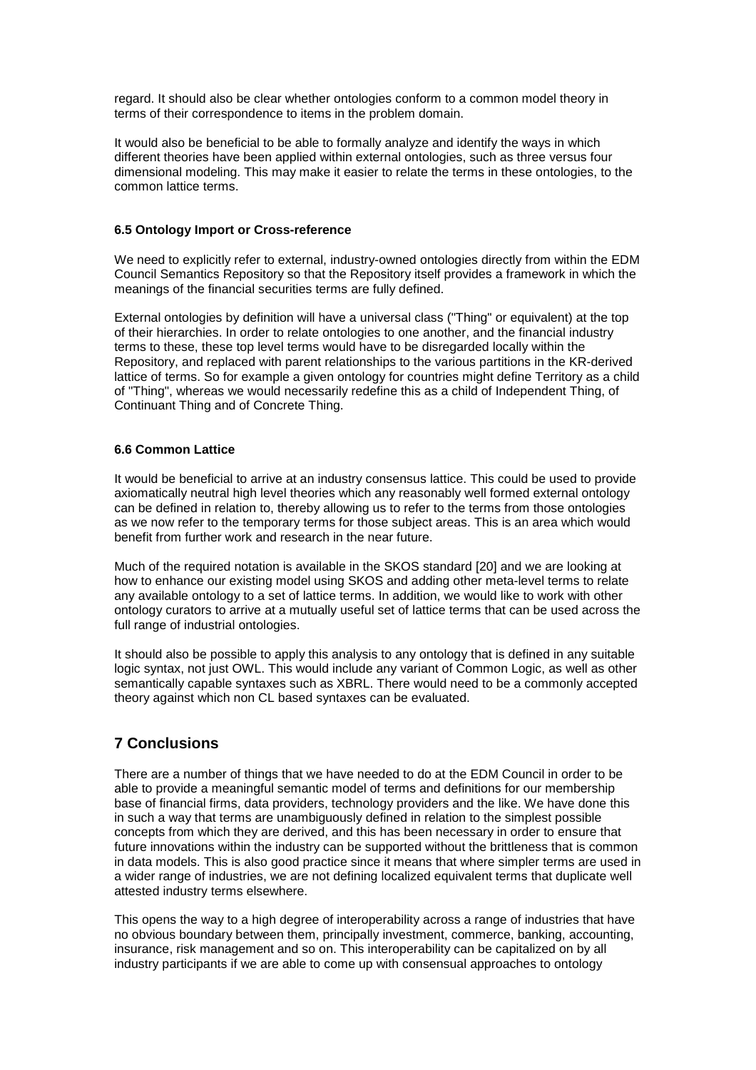regard. It should also be clear whether ontologies conform to a common model theory in terms of their correspondence to items in the problem domain.

It would also be beneficial to be able to formally analyze and identify the ways in which different theories have been applied within external ontologies, such as three versus four dimensional modeling. This may make it easier to relate the terms in these ontologies, to the common lattice terms.

### 6.5 Ontology Import or Cross-reference

We need to explicitly refer to external, industry-owned ontologies directly from within the EDM Council Semantics Repository so that the Repository itself provides a framework in which the meanings of the financial securities terms are fully defined.

External ontologies by definition will have a universal class ("Thing" or equivalent) at the top of their hierarchies. In order to relate ontologies to one another, and the financial industry terms to these, these top level terms would have to be disregarded locally within the Repository, and replaced with parent relationships to the various partitions in the KR-derived lattice of terms. So for example a given ontology for countries might define Territory as a child of "Thing", whereas we would necessarily redefine this as a child of Independent Thing, of Continuant Thing and of Concrete Thing.

### 6.6 Common Lattice

It would be beneficial to arrive at an industry consensus lattice. This could be used to provide axiomatically neutral high level theories which any reasonably well formed external ontology can be defined in relation to, thereby allowing us to refer to the terms from those ontologies as we now refer to the temporary terms for those subject areas. This is an area which would benefit from further work and research in the near future.

Much of the required notation is available in the SKOS standard [20] and we are looking at how to enhance our existing model using SKOS and adding other meta-level terms to relate any available ontology to a set of lattice terms. In addition, we would like to work with other ontology curators to arrive at a mutually useful set of lattice terms that can be used across the full range of industrial ontologies.

It should also be possible to apply this analysis to any ontology that is defined in any suitable logic syntax, not just OWL. This would include any variant of Common Logic, as well as other semantically capable syntaxes such as XBRL. There would need to be a commonly accepted theory against which non CL based syntaxes can be evaluated.

## 7 Conclusions

There are a number of things that we have needed to do at the EDM Council in order to be able to provide a meaningful semantic model of terms and definitions for our membership base of financial firms, data providers, technology providers and the like. We have done this in such a way that terms are unambiguously defined in relation to the simplest possible concepts from which they are derived, and this has been necessary in order to ensure that future innovations within the industry can be supported without the brittleness that is common in data models. This is also good practice since it means that where simpler terms are used in a wider range of industries, we are not defining localized equivalent terms that duplicate well attested industry terms elsewhere.

This opens the way to a high degree of interoperability across a range of industries that have no obvious boundary between them, principally investment, commerce, banking, accounting, insurance, risk management and so on. This interoperability can be capitalized on by all industry participants if we are able to come up with consensual approaches to ontology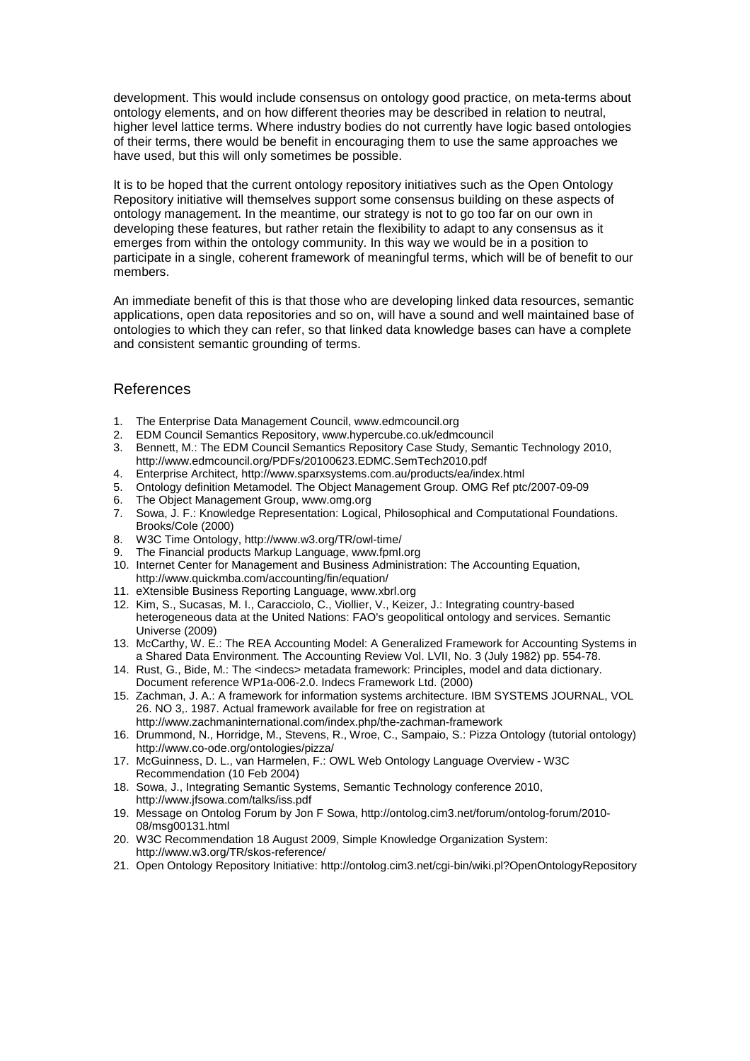development. This would include consensus on ontology good practice, on meta-terms about ontology elements, and on how different theories may be described in relation to neutral, higher level lattice terms. Where industry bodies do not currently have logic based ontologies of their terms, there would be benefit in encouraging them to use the same approaches we have used, but this will only sometimes be possible.

It is to be hoped that the current ontology repository initiatives such as the Open Ontology Repository initiative will themselves support some consensus building on these aspects of ontology management. In the meantime, our strategy is not to go too far on our own in developing these features, but rather retain the flexibility to adapt to any consensus as it emerges from within the ontology community. In this way we would be in a position to participate in a single, coherent framework of meaningful terms, which will be of benefit to our members.

An immediate benefit of this is that those who are developing linked data resources, semantic applications, open data repositories and so on, will have a sound and well maintained base of ontologies to which they can refer, so that linked data knowledge bases can have a complete and consistent semantic grounding of terms.

## References

1. The Enterprise Data Management Council, www.edmcouncil.org
2. EDM Council Semantics Repository, www.hypercube.co.uk/edmcouncil
3. Bennett, M.: The EDM Council Semantics Repository Case Study, Semantic Technology 2010, http://www.edmcouncil.org/PDFs/20100623.EDMC.SemTech2010.pdf
4. Enterprise Architect, http://www.sparxsystems.com.au/products/ea/index.html
5. Ontology definition Metamodel. The Object Management Group. OMG Ref ptc/2007-09-09
6. The Object Management Group, www.omg.org
7. Sowa, J. F.: Knowledge Representation: Logical, Philosophical and Computational Foundations. Brooks/Cole (2000)
8. W3C Time Ontology, http://www.w3.org/TR/owl-time/
9. The Financial products Markup Language, www.fpml.org
10. Internet Center for Management and Business Administration: The Accounting Equation, http://www.quickmba.com/accounting/fin/equation/
11. eXtensible Business Reporting Language, www.xbrl.org
12. Kim, S., Sucasas, M. I., Caracciolo, C., Viollier, V., Keizer, J.: Integrating country-based heterogeneous data at the United Nations: FAO's geopolitical ontology and services. Semantic Universe (2009)
13. McCarthy, W. E.: The REA Accounting Model: A Generalized Framework for Accounting Systems in a Shared Data Environment. The Accounting Review Vol. LVII, No. 3 (July 1982) pp. 554-78.
14. Rust, G., Bide, M.: The <indecs> metadata framework: Principles, model and data dictionary. Document reference WP1a-006-2.0. Indecs Framework Ltd. (2000)
15. Zachman, J. A.: A framework for information systems architecture. IBM SYSTEMS JOURNAL, VOL 26. NO 3,. 1987. Actual framework available for free on registration at http://www.zachmaninternational.com/index.php/the-zachman-framework
16. Drummond, N., Horridge, M., Stevens, R., Wroe, C., Sampaio, S.: Pizza Ontology (tutorial ontology) http://www.co-ode.org/ontologies/pizza/
17. McGuinness, D. L., van Harmelen, F.: OWL Web Ontology Language Overview - W3C Recommendation (10 Feb 2004)
18. Sowa, J., Integrating Semantic Systems, Semantic Technology conference 2010, http://www.jfsowa.com/talks/iss.pdf
19. Message on Ontolog Forum by Jon F Sowa, http://ontolog.cim3.net/forum/ontolog-forum/2010-08/msg00131.html
20. W3C Recommendation 18 August 2009, Simple Knowledge Organization System: http://www.w3.org/TR/skos-reference/
21. Open Ontology Repository Initiative: http://ontolog.cim3.net/cgi-bin/wiki.pl?OpenOntologyRepository